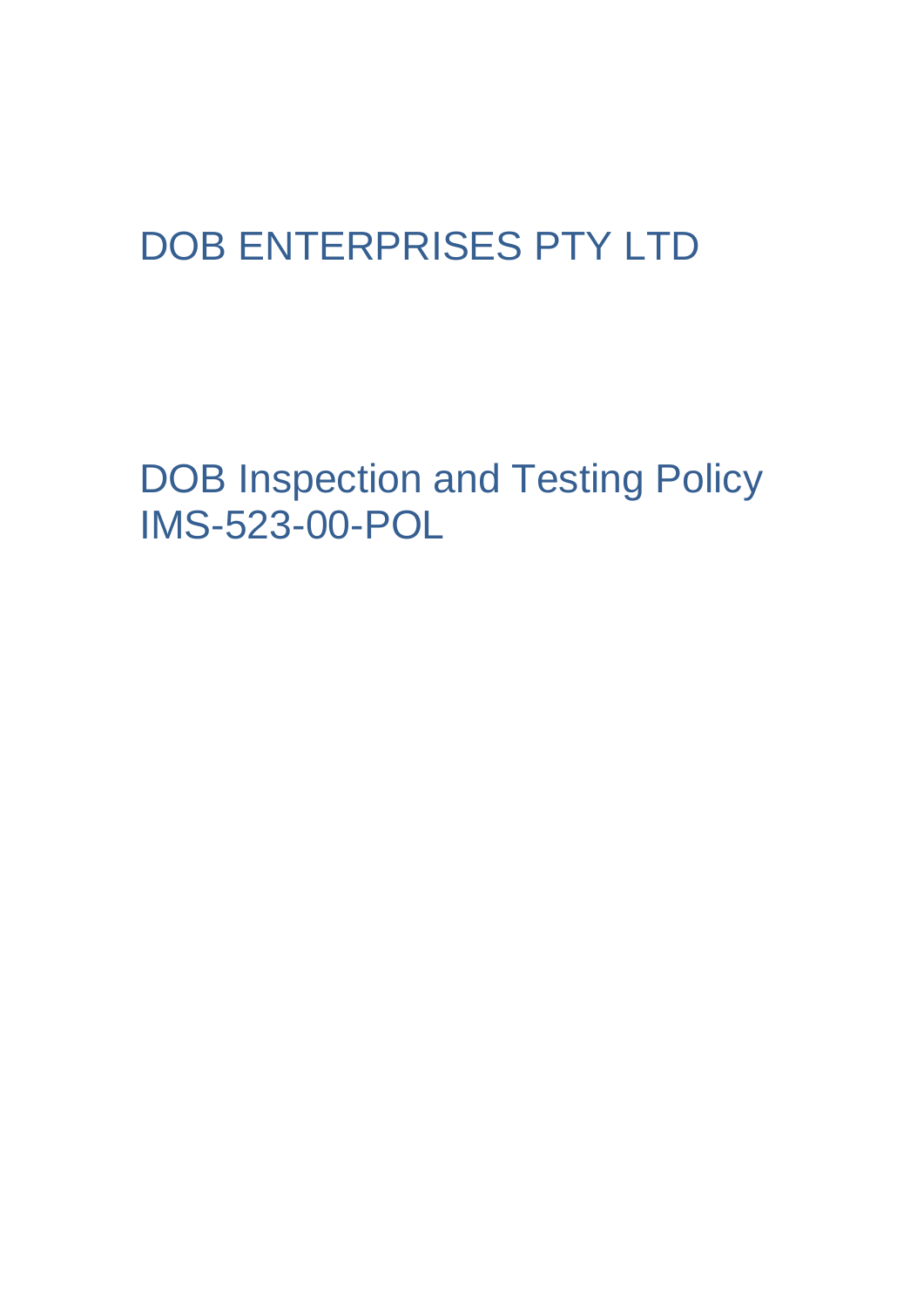# DOB ENTERPRISES PTY LTD

# DOB Inspection and Testing Policy
# IMS-523-00-POL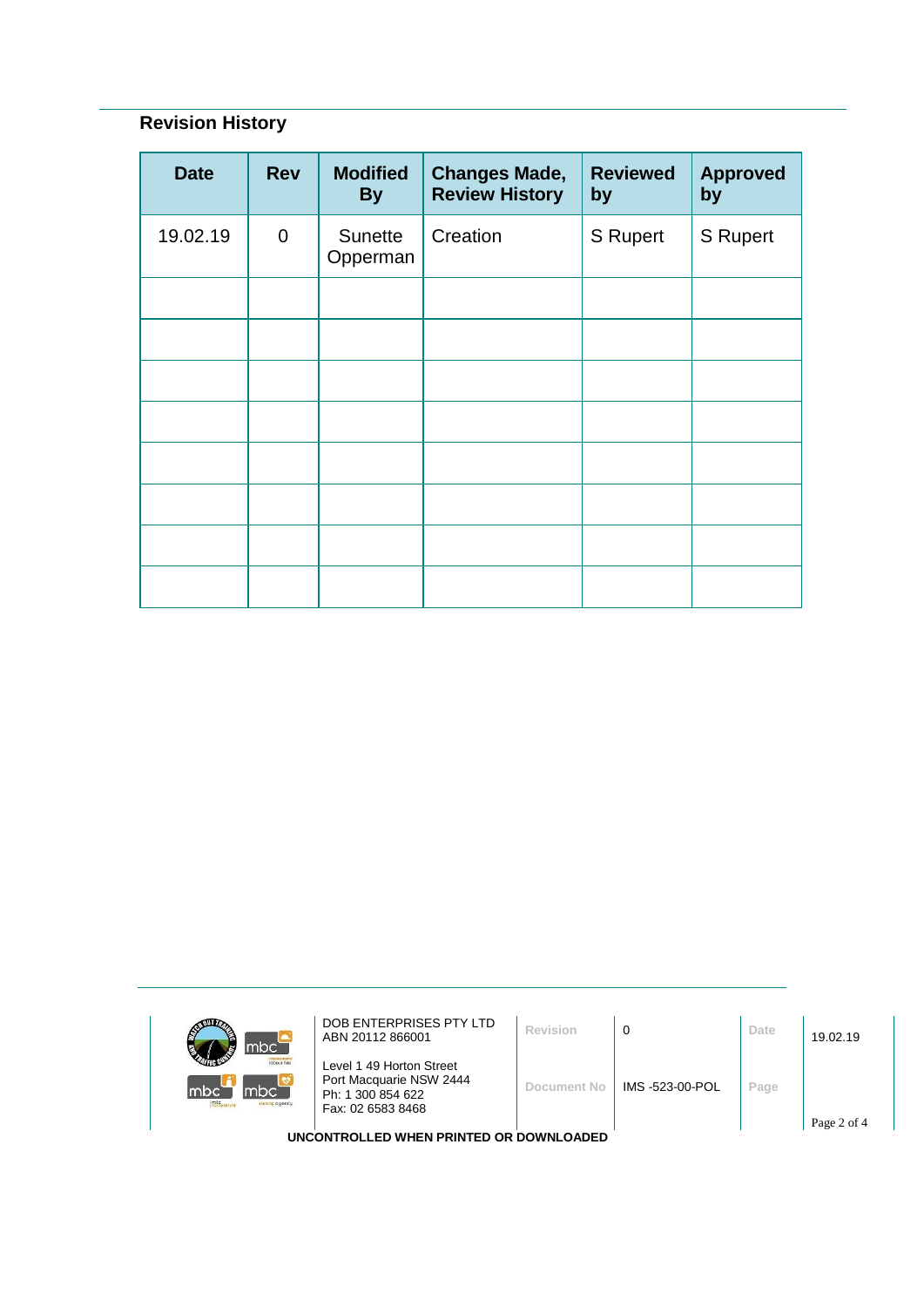## Revision History

| Date | Rev | Modified By | Changes Made, Review History | Reviewed by | Approved by |
|---|---|---|---|---|---|
| 19.02.19 | 0 | Sunette Opperman | Creation | S Rupert | S Rupert |
| | | | | | |
| | | | | | |
| | | | | | |
| | | | | | |
| | | | | | |
| | | | | | |
| | | | | | |
| | | | | | |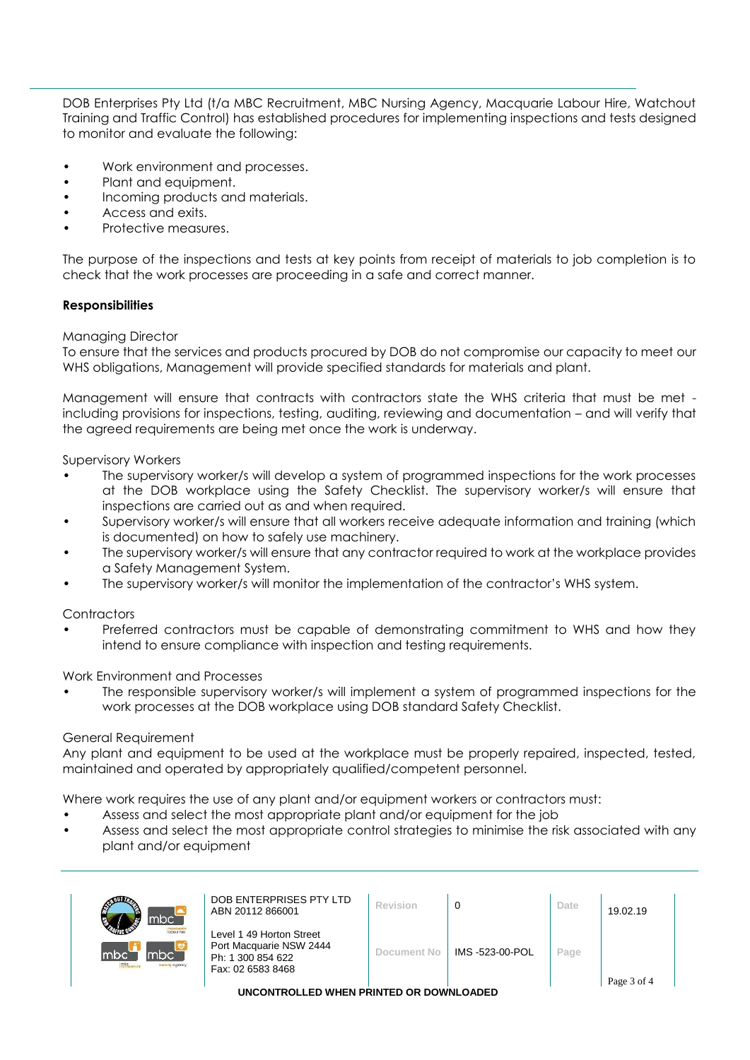DOB Enterprises Pty Ltd (t/a MBC Recruitment, MBC Nursing Agency, Macquarie Labour Hire, Watchout Training and Traffic Control) has established procedures for implementing inspections and tests designed to monitor and evaluate the following:

- Work environment and processes.
- Plant and equipment.
- Incoming products and materials.
- Access and exits.
- Protective measures.

The purpose of the inspections and tests at key points from receipt of materials to job completion is to check that the work processes are proceeding in a safe and correct manner.

**Responsibilities**

Managing Director

To ensure that the services and products procured by DOB do not compromise our capacity to meet our WHS obligations, Management will provide specified standards for materials and plant.

Management will ensure that contracts with contractors state the WHS criteria that must be met - including provisions for inspections, testing, auditing, reviewing and documentation – and will verify that the agreed requirements are being met once the work is underway.

Supervisory Workers

- The supervisory worker/s will develop a system of programmed inspections for the work processes at the DOB workplace using the Safety Checklist. The supervisory worker/s will ensure that inspections are carried out as and when required.
- Supervisory worker/s will ensure that all workers receive adequate information and training (which is documented) on how to safely use machinery.
- The supervisory worker/s will ensure that any contractor required to work at the workplace provides a Safety Management System.
- The supervisory worker/s will monitor the implementation of the contractor's WHS system.

Contractors

- Preferred contractors must be capable of demonstrating commitment to WHS and how they intend to ensure compliance with inspection and testing requirements.

Work Environment and Processes

- The responsible supervisory worker/s will implement a system of programmed inspections for the work processes at the DOB workplace using DOB standard Safety Checklist.

General Requirement

Any plant and equipment to be used at the workplace must be properly repaired, inspected, tested, maintained and operated by appropriately qualified/competent personnel.

Where work requires the use of any plant and/or equipment workers or contractors must:

- Assess and select the most appropriate plant and/or equipment for the job
- Assess and select the most appropriate control strategies to minimise the risk associated with any plant and/or equipment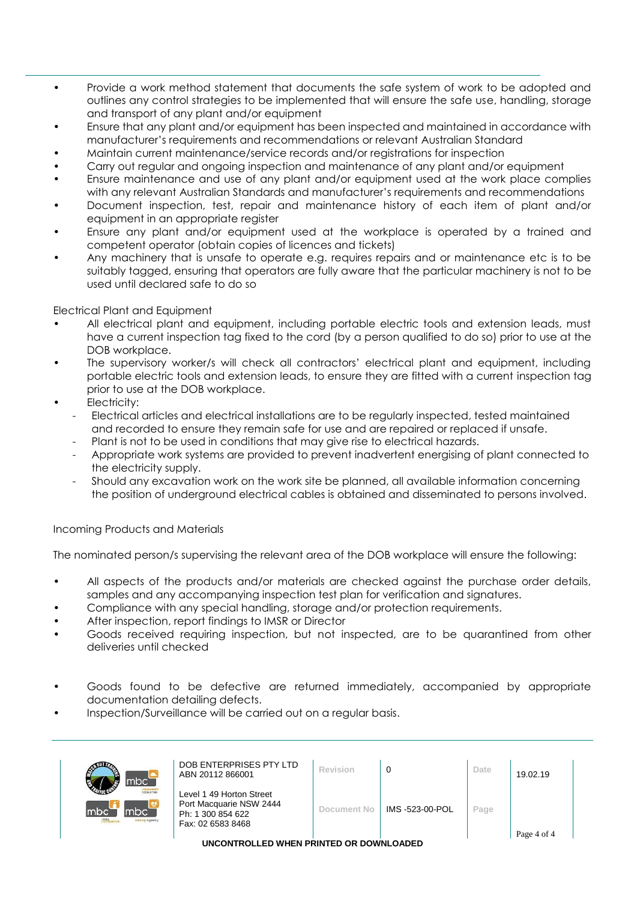- Provide a work method statement that documents the safe system of work to be adopted and outlines any control strategies to be implemented that will ensure the safe use, handling, storage and transport of any plant and/or equipment
- Ensure that any plant and/or equipment has been inspected and maintained in accordance with manufacturer's requirements and recommendations or relevant Australian Standard
- Maintain current maintenance/service records and/or registrations for inspection
- Carry out regular and ongoing inspection and maintenance of any plant and/or equipment
- Ensure maintenance and use of any plant and/or equipment used at the work place complies with any relevant Australian Standards and manufacturer's requirements and recommendations
- Document inspection, test, repair and maintenance history of each item of plant and/or equipment in an appropriate register
- Ensure any plant and/or equipment used at the workplace is operated by a trained and competent operator (obtain copies of licences and tickets)
- Any machinery that is unsafe to operate e.g. requires repairs and or maintenance etc is to be suitably tagged, ensuring that operators are fully aware that the particular machinery is not to be used until declared safe to do so

Electrical Plant and Equipment

- All electrical plant and equipment, including portable electric tools and extension leads, must have a current inspection tag fixed to the cord (by a person qualified to do so) prior to use at the DOB workplace.
- The supervisory worker/s will check all contractors' electrical plant and equipment, including portable electric tools and extension leads, to ensure they are fitted with a current inspection tag prior to use at the DOB workplace.
- Electricity:
  - Electrical articles and electrical installations are to be regularly inspected, tested maintained and recorded to ensure they remain safe for use and are repaired or replaced if unsafe.
  - Plant is not to be used in conditions that may give rise to electrical hazards.
  - Appropriate work systems are provided to prevent inadvertent energising of plant connected to the electricity supply.
  - Should any excavation work on the work site be planned, all available information concerning the position of underground electrical cables is obtained and disseminated to persons involved.

Incoming Products and Materials

The nominated person/s supervising the relevant area of the DOB workplace will ensure the following:

- All aspects of the products and/or materials are checked against the purchase order details, samples and any accompanying inspection test plan for verification and signatures.
- Compliance with any special handling, storage and/or protection requirements.
- After inspection, report findings to IMSR or Director
- Goods received requiring inspection, but not inspected, are to be quarantined from other deliveries until checked
- Goods found to be defective are returned immediately, accompanied by appropriate documentation detailing defects.
- Inspection/Surveillance will be carried out on a regular basis.